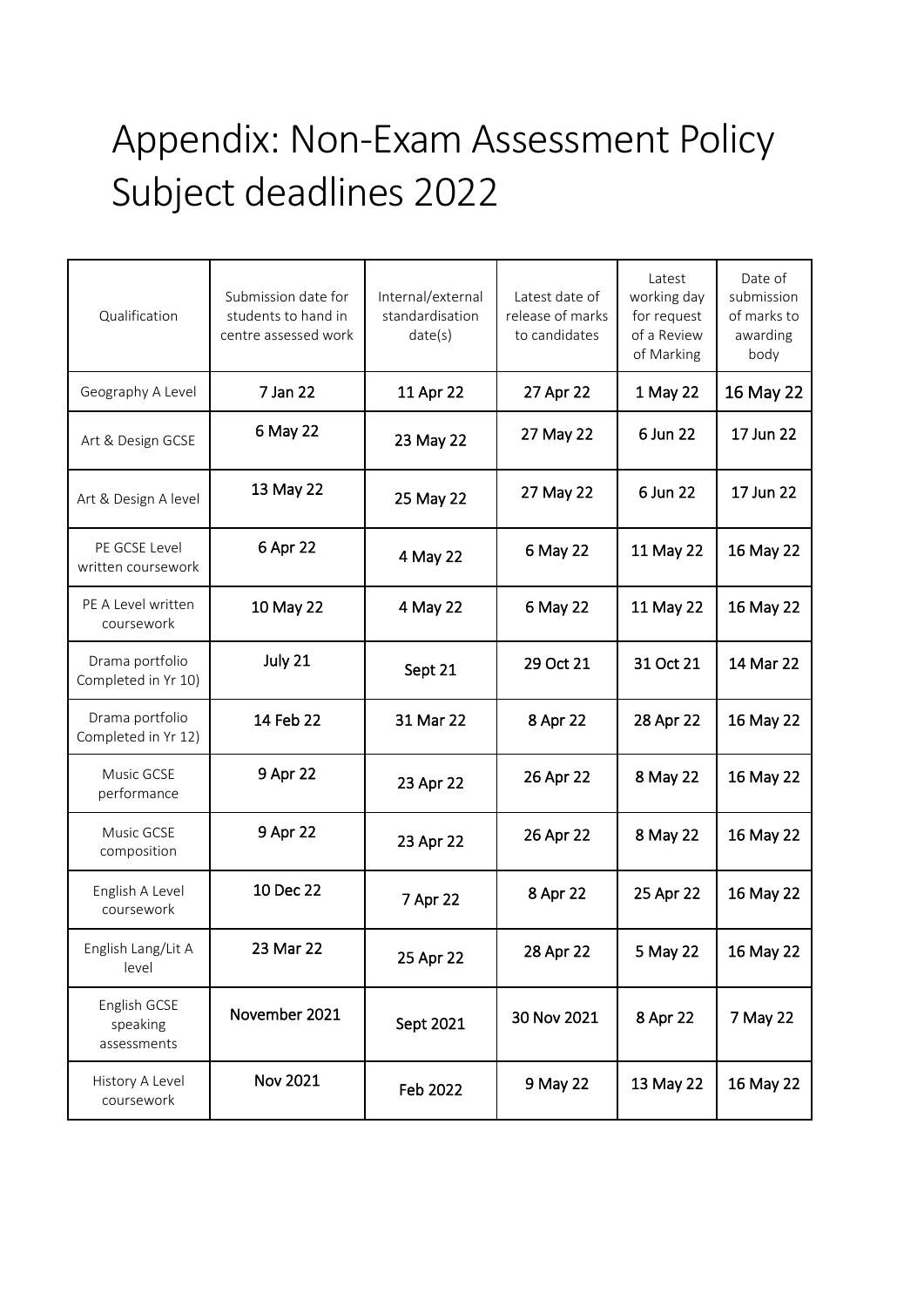# Appendix: Non-Exam Assessment Policy Subject deadlines 2022

| Qualification | Submission date for students to hand in centre assessed work | Internal/external standardisation date(s) | Latest date of release of marks to candidates | Latest working day for request of a Review of Marking | Date of submission of marks to awarding body |
|---|---|---|---|---|---|
| Geography A Level | 7 Jan 22 | 11 Apr 22 | 27 Apr 22 | 1 May 22 | 16 May 22 |
| Art & Design GCSE | 6 May 22 | 23 May 22 | 27 May 22 | 6 Jun 22 | 17 Jun 22 |
| Art & Design A level | 13 May 22 | 25 May 22 | 27 May 22 | 6 Jun 22 | 17 Jun 22 |
| PE GCSE Level written coursework | 6 Apr 22 | 4 May 22 | 6 May 22 | 11 May 22 | 16 May 22 |
| PE A Level written coursework | 10 May 22 | 4 May 22 | 6 May 22 | 11 May 22 | 16 May 22 |
| Drama portfolio Completed in Yr 10) | July 21 | Sept 21 | 29 Oct 21 | 31 Oct 21 | 14 Mar 22 |
| Drama portfolio Completed in Yr 12) | 14 Feb 22 | 31 Mar 22 | 8 Apr 22 | 28 Apr 22 | 16 May 22 |
| Music GCSE performance | 9 Apr 22 | 23 Apr 22 | 26 Apr 22 | 8 May 22 | 16 May 22 |
| Music GCSE composition | 9 Apr 22 | 23 Apr 22 | 26 Apr 22 | 8 May 22 | 16 May 22 |
| English A Level coursework | 10 Dec 22 | 7 Apr 22 | 8 Apr 22 | 25 Apr 22 | 16 May 22 |
| English Lang/Lit A level | 23 Mar 22 | 25 Apr 22 | 28 Apr 22 | 5 May 22 | 16 May 22 |
| English GCSE speaking assessments | November 2021 | Sept 2021 | 30 Nov 2021 | 8 Apr 22 | 7 May 22 |
| History A Level coursework | Nov 2021 | Feb 2022 | 9 May 22 | 13 May 22 | 16 May 22 |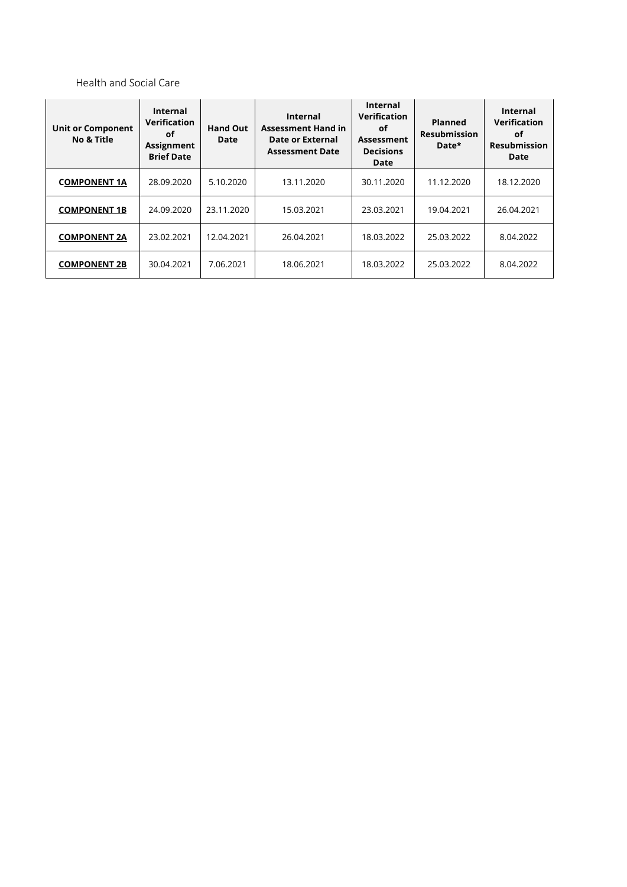Health and Social Care

| Unit or Component No & Title | Internal Verification of Assignment Brief Date | Hand Out Date | Internal Assessment Hand in Date or External Assessment Date | Internal Verification of Assessment Decisions Date | Planned Resubmission Date* | Internal Verification of Resubmission Date |
|---|---|---|---|---|---|---|
| **COMPONENT 1A** | 28.09.2020 | 5.10.2020 | 13.11.2020 | 30.11.2020 | 11.12.2020 | 18.12.2020 |
| **COMPONENT 1B** | 24.09.2020 | 23.11.2020 | 15.03.2021 | 23.03.2021 | 19.04.2021 | 26.04.2021 |
| **COMPONENT 2A** | 23.02.2021 | 12.04.2021 | 26.04.2021 | 18.03.2022 | 25.03.2022 | 8.04.2022 |
| **COMPONENT 2B** | 30.04.2021 | 7.06.2021 | 18.06.2021 | 18.03.2022 | 25.03.2022 | 8.04.2022 |